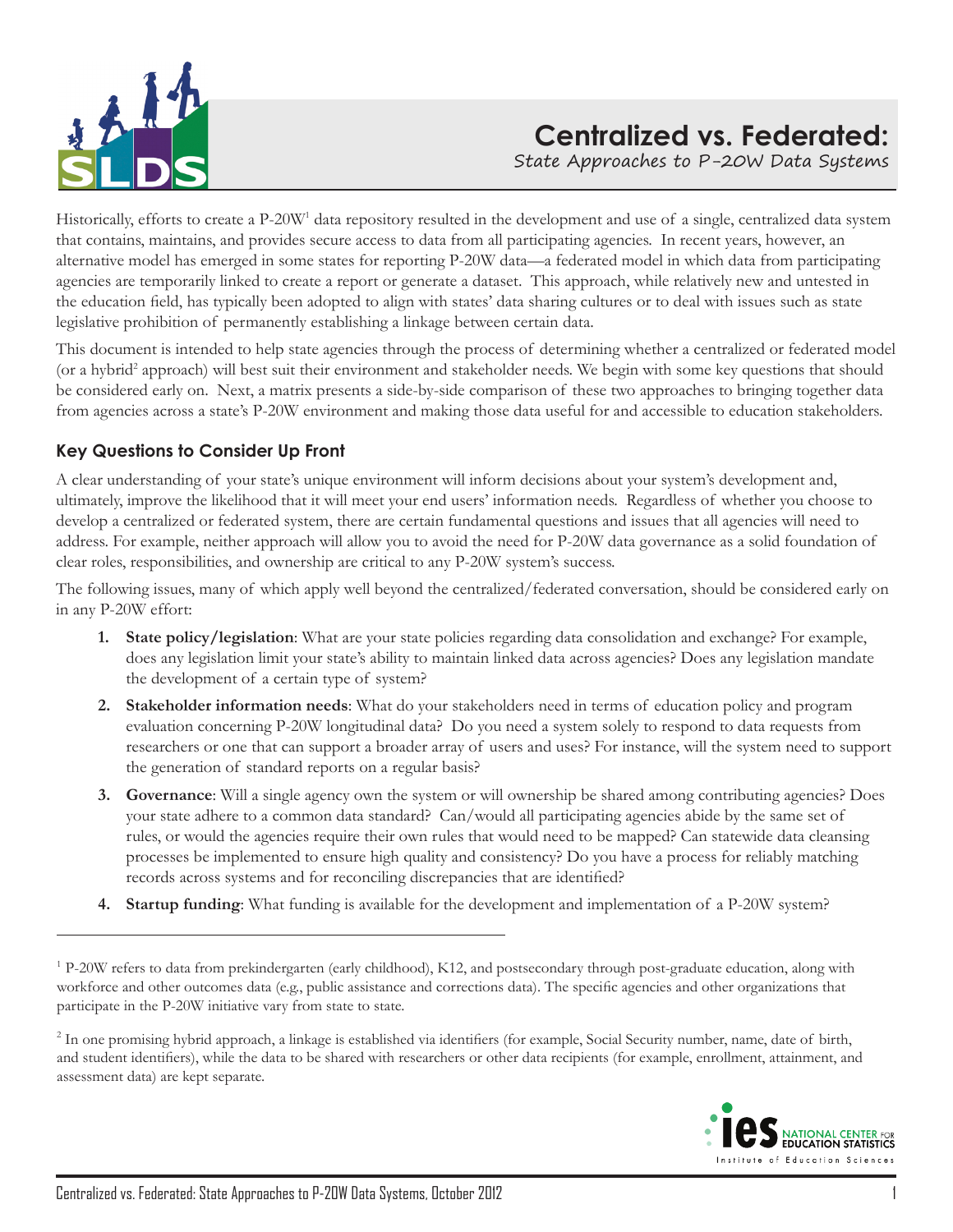# Centralized vs. Federated:

## State Approaches to P-20W Data Systems

Historically, efforts to create a P-20W[1] data repository resulted in the development and use of a single, centralized data system that contains, maintains, and provides secure access to data from all participating agencies. In recent years, however, an alternative model has emerged in some states for reporting P-20W data—a federated model in which data from participating agencies are temporarily linked to create a report or generate a dataset. This approach, while relatively new and untested in the education field, has typically been adopted to align with states' data sharing cultures or to deal with issues such as state legislative prohibition of permanently establishing a linkage between certain data.

This document is intended to help state agencies through the process of determining whether a centralized or federated model (or a hybrid[2] approach) will best suit their environment and stakeholder needs. We begin with some key questions that should be considered early on. Next, a matrix presents a side-by-side comparison of these two approaches to bringing together data from agencies across a state's P-20W environment and making those data useful for and accessible to education stakeholders.

### Key Questions to Consider Up Front

A clear understanding of your state's unique environment will inform decisions about your system's development and, ultimately, improve the likelihood that it will meet your end users' information needs. Regardless of whether you choose to develop a centralized or federated system, there are certain fundamental questions and issues that all agencies will need to address. For example, neither approach will allow you to avoid the need for P-20W data governance as a solid foundation of clear roles, responsibilities, and ownership are critical to any P-20W system's success.

The following issues, many of which apply well beyond the centralized/federated conversation, should be considered early on in any P-20W effort:

1. **State policy/legislation**: What are your state policies regarding data consolidation and exchange? For example, does any legislation limit your state's ability to maintain linked data across agencies? Does any legislation mandate the development of a certain type of system?
2. **Stakeholder information needs**: What do your stakeholders need in terms of education policy and program evaluation concerning P-20W longitudinal data? Do you need a system solely to respond to data requests from researchers or one that can support a broader array of users and uses? For instance, will the system need to support the generation of standard reports on a regular basis?
3. **Governance**: Will a single agency own the system or will ownership be shared among contributing agencies? Does your state adhere to a common data standard? Can/would all participating agencies abide by the same set of rules, or would the agencies require their own rules that would need to be mapped? Can statewide data cleansing processes be implemented to ensure high quality and consistency? Do you have a process for reliably matching records across systems and for reconciling discrepancies that are identified?
4. **Startup funding**: What funding is available for the development and implementation of a P-20W system?

---

[1] P-20W refers to data from prekindergarten (early childhood), K12, and postsecondary through post-graduate education, along with workforce and other outcomes data (e.g., public assistance and corrections data). The specific agencies and other organizations that participate in the P-20W initiative vary from state to state.

[2] In one promising hybrid approach, a linkage is established via identifiers (for example, Social Security number, name, date of birth, and student identifiers), while the data to be shared with researchers or other data recipients (for example, enrollment, attainment, and assessment data) are kept separate.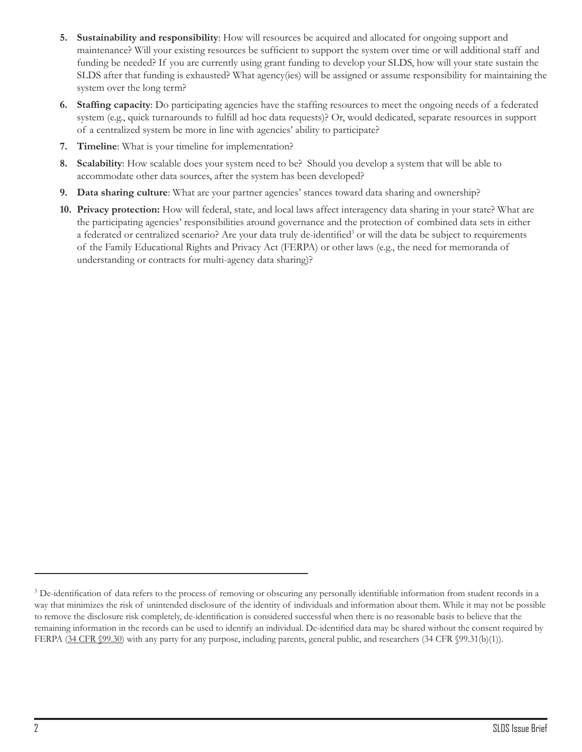5. **Sustainability and responsibility**: How will resources be acquired and allocated for ongoing support and maintenance? Will your existing resources be sufficient to support the system over time or will additional staff and funding be needed? If you are currently using grant funding to develop your SLDS, how will your state sustain the SLDS after that funding is exhausted? What agency(ies) will be assigned or assume responsibility for maintaining the system over the long term?
6. **Staffing capacity**: Do participating agencies have the staffing resources to meet the ongoing needs of a federated system (e.g., quick turnarounds to fulfill ad hoc data requests)? Or, would dedicated, separate resources in support of a centralized system be more in line with agencies' ability to participate?
7. **Timeline**: What is your timeline for implementation?
8. **Scalability**: How scalable does your system need to be? Should you develop a system that will be able to accommodate other data sources, after the system has been developed?
9. **Data sharing culture**: What are your partner agencies' stances toward data sharing and ownership?
10. **Privacy protection:** How will federal, state, and local laws affect interagency data sharing in your state? What are the participating agencies' responsibilities around governance and the protection of combined data sets in either a federated or centralized scenario? Are your data truly de-identified[3] or will the data be subject to requirements of the Family Educational Rights and Privacy Act (FERPA) or other laws (e.g., the need for memoranda of understanding or contracts for multi-agency data sharing)?

---

[3] De-identification of data refers to the process of removing or obscuring any personally identifiable information from student records in a way that minimizes the risk of unintended disclosure of the identity of individuals and information about them. While it may not be possible to remove the disclosure risk completely, de-identification is considered successful when there is no reasonable basis to believe that the remaining information in the records can be used to identify an individual. De-identified data may be shared without the consent required by FERPA (34 CFR §99.30) with any party for any purpose, including parents, general public, and researchers (34 CFR §99.31(b)(1)).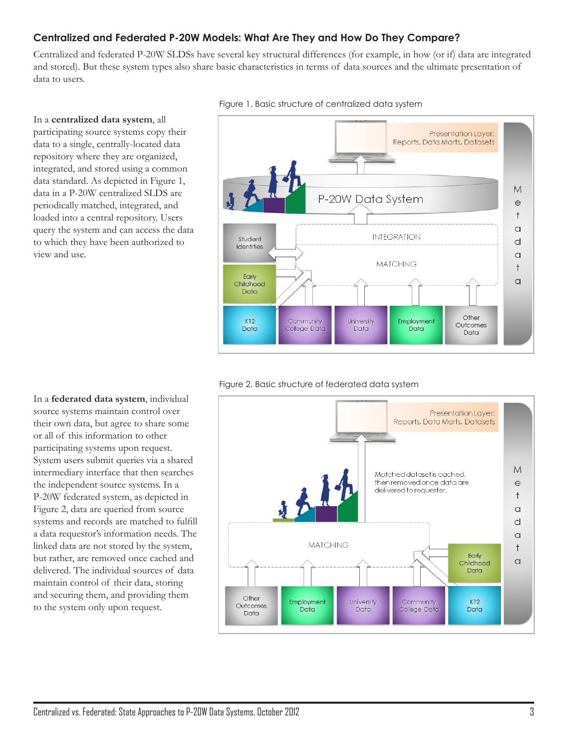## Centralized and Federated P-20W Models: What Are They and How Do They Compare?

Centralized and federated P-20W SLDSs have several key structural differences (for example, in how (or if) data are integrated and stored). But these system types also share basic characteristics in terms of data sources and the ultimate presentation of data to users.

In a **centralized data system**, all participating source systems copy their data to a single, centrally-located data repository where they are organized, integrated, and stored using a common data standard. As depicted in Figure 1, data in a P-20W centralized SLDS are periodically matched, integrated, and loaded into a central repository. Users query the system and can access the data to which they have been authorized to view and use.

Figure 1. Basic structure of centralized data system

Presentation Layer: Reports, Data Marts, Datasets

P-20W Data System

INTEGRATION

MATCHING

Student Identities

Early Childhood Data

K12 Data | Community College Data | University Data | Employment Data | Other Outcomes Data

Metadata

In a **federated data system**, individual source systems maintain control over their own data, but agree to share some or all of this information to other participating systems upon request. System users submit queries via a shared intermediary interface that then searches the independent source systems. In a P-20W federated system, as depicted in Figure 2, data are queried from source systems and records are matched to fulfill a data requestor's information needs. The linked data are not stored by the system, but rather, are removed once cached and delivered. The individual sources of data maintain control of their data, storing and securing them, and providing them to the system only upon request.

Figure 2. Basic structure of federated data system

Presentation Layer: Reports, Data Marts, Datasets

Matched dataset is cached, then removed once data are delivered to requester.

MATCHING

Early Childhood Data

Other Outcomes Data | Employment Data | University Data | Community College Data | K12 Data

Metadata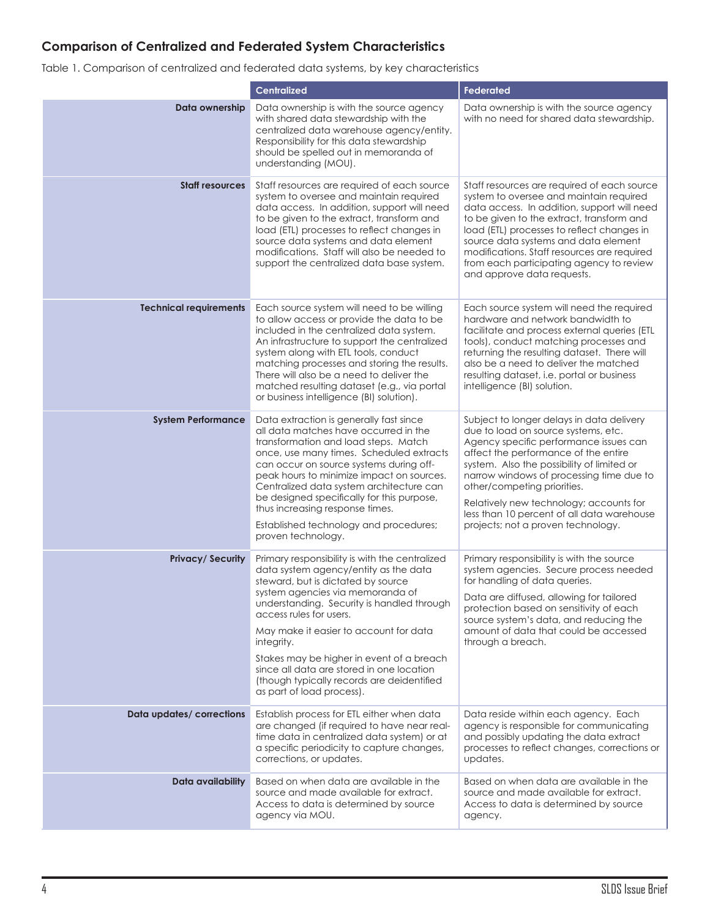## Comparison of Centralized and Federated System Characteristics

Table 1. Comparison of centralized and federated data systems, by key characteristics

| | Centralized | Federated |
|---|---|---|
| **Data ownership** | Data ownership is with the source agency with shared data stewardship with the centralized data warehouse agency/entity. Responsibility for this data stewardship should be spelled out in memoranda of understanding (MOU). | Data ownership is with the source agency with no need for shared data stewardship. |
| **Staff resources** | Staff resources are required of each source system to oversee and maintain required data access. In addition, support will need to be given to the extract, transform and load (ETL) processes to reflect changes in source data systems and data element modifications. Staff will also be needed to support the centralized data base system. | Staff resources are required of each source system to oversee and maintain required data access. In addition, support will need to be given to the extract, transform and load (ETL) processes to reflect changes in source data systems and data element modifications. Staff resources are required from each participating agency to review and approve data requests. |
| **Technical requirements** | Each source system will need to be willing to allow access or provide the data to be included in the centralized data system. An infrastructure to support the centralized system along with ETL tools, conduct matching processes and storing the results. There will also be a need to deliver the matched resulting dataset (e.g., via portal or business intelligence (BI) solution). | Each source system will need the required hardware and network bandwidth to facilitate and process external queries (ETL tools), conduct matching processes and returning the resulting dataset. There will also be a need to deliver the matched resulting dataset, i.e. portal or business intelligence (BI) solution. |
| **System Performance** | Data extraction is generally fast since all data matches have occurred in the transformation and load steps. Match once, use many times. Scheduled extracts can occur on source systems during off-peak hours to minimize impact on sources. Centralized data system architecture can be designed specifically for this purpose, thus increasing response times.<br><br>Established technology and procedures; proven technology. | Subject to longer delays in data delivery due to load on source systems, etc. Agency specific performance issues can affect the performance of the entire system. Also the possibility of limited or narrow windows of processing time due to other/competing priorities.<br><br>Relatively new technology; accounts for less than 10 percent of all data warehouse projects; not a proven technology. |
| **Privacy/ Security** | Primary responsibility is with the centralized data system agency/entity as the data steward, but is dictated by source system agencies via memoranda of understanding. Security is handled through access rules for users.<br><br>May make it easier to account for data integrity.<br><br>Stakes may be higher in event of a breach since all data are stored in one location (though typically records are deidentified as part of load process). | Primary responsibility is with the source system agencies. Secure process needed for handling of data queries.<br><br>Data are diffused, allowing for tailored protection based on sensitivity of each source system's data, and reducing the amount of data that could be accessed through a breach. |
| **Data updates/ corrections** | Establish process for ETL either when data are changed (if required to have near real-time data in centralized data system) or at a specific periodicity to capture changes, corrections, or updates. | Data reside within each agency. Each agency is responsible for communicating and possibly updating the data extract processes to reflect changes, corrections or updates. |
| **Data availability** | Based on when data are available in the source and made available for extract. Access to data is determined by source agency via MOU. | Based on when data are available in the source and made available for extract. Access to data is determined by source agency. |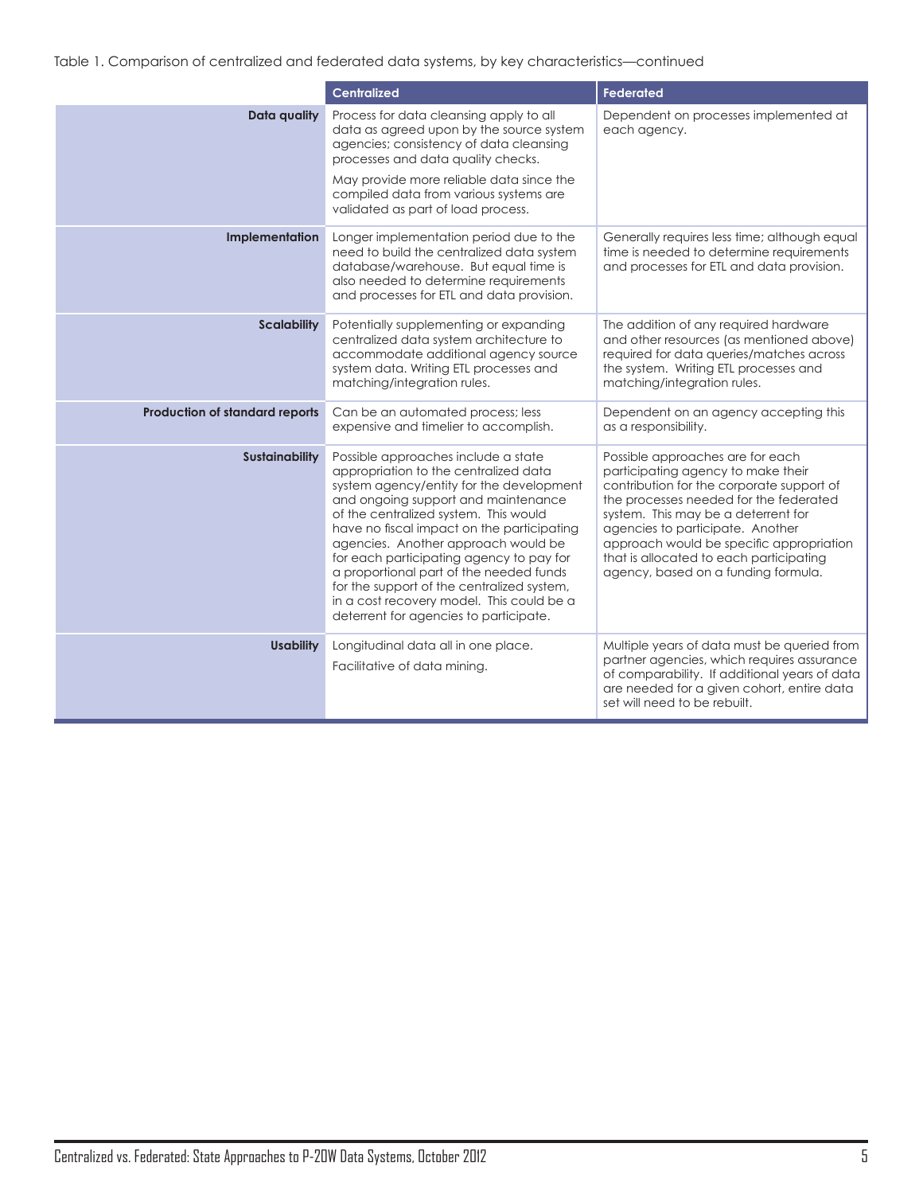Table 1. Comparison of centralized and federated data systems, by key characteristics—continued

| | Centralized | Federated |
|---|---|---|
| **Data quality** | Process for data cleansing apply to all data as agreed upon by the source system agencies; consistency of data cleansing processes and data quality checks.<br><br>May provide more reliable data since the compiled data from various systems are validated as part of load process. | Dependent on processes implemented at each agency. |
| **Implementation** | Longer implementation period due to the need to build the centralized data system database/warehouse. But equal time is also needed to determine requirements and processes for ETL and data provision. | Generally requires less time; although equal time is needed to determine requirements and processes for ETL and data provision. |
| **Scalability** | Potentially supplementing or expanding centralized data system architecture to accommodate additional agency source system data. Writing ETL processes and matching/integration rules. | The addition of any required hardware and other resources (as mentioned above) required for data queries/matches across the system. Writing ETL processes and matching/integration rules. |
| **Production of standard reports** | Can be an automated process; less expensive and timelier to accomplish. | Dependent on an agency accepting this as a responsibility. |
| **Sustainability** | Possible approaches include a state appropriation to the centralized data system agency/entity for the development and ongoing support and maintenance of the centralized system. This would have no fiscal impact on the participating agencies. Another approach would be for each participating agency to pay for a proportional part of the needed funds for the support of the centralized system, in a cost recovery model. This could be a deterrent for agencies to participate. | Possible approaches are for each participating agency to make their contribution for the corporate support of the processes needed for the federated system. This may be a deterrent for agencies to participate. Another approach would be specific appropriation that is allocated to each participating agency, based on a funding formula. |
| **Usability** | Longitudinal data all in one place.<br><br>Facilitative of data mining. | Multiple years of data must be queried from partner agencies, which requires assurance of comparability. If additional years of data are needed for a given cohort, entire data set will need to be rebuilt. |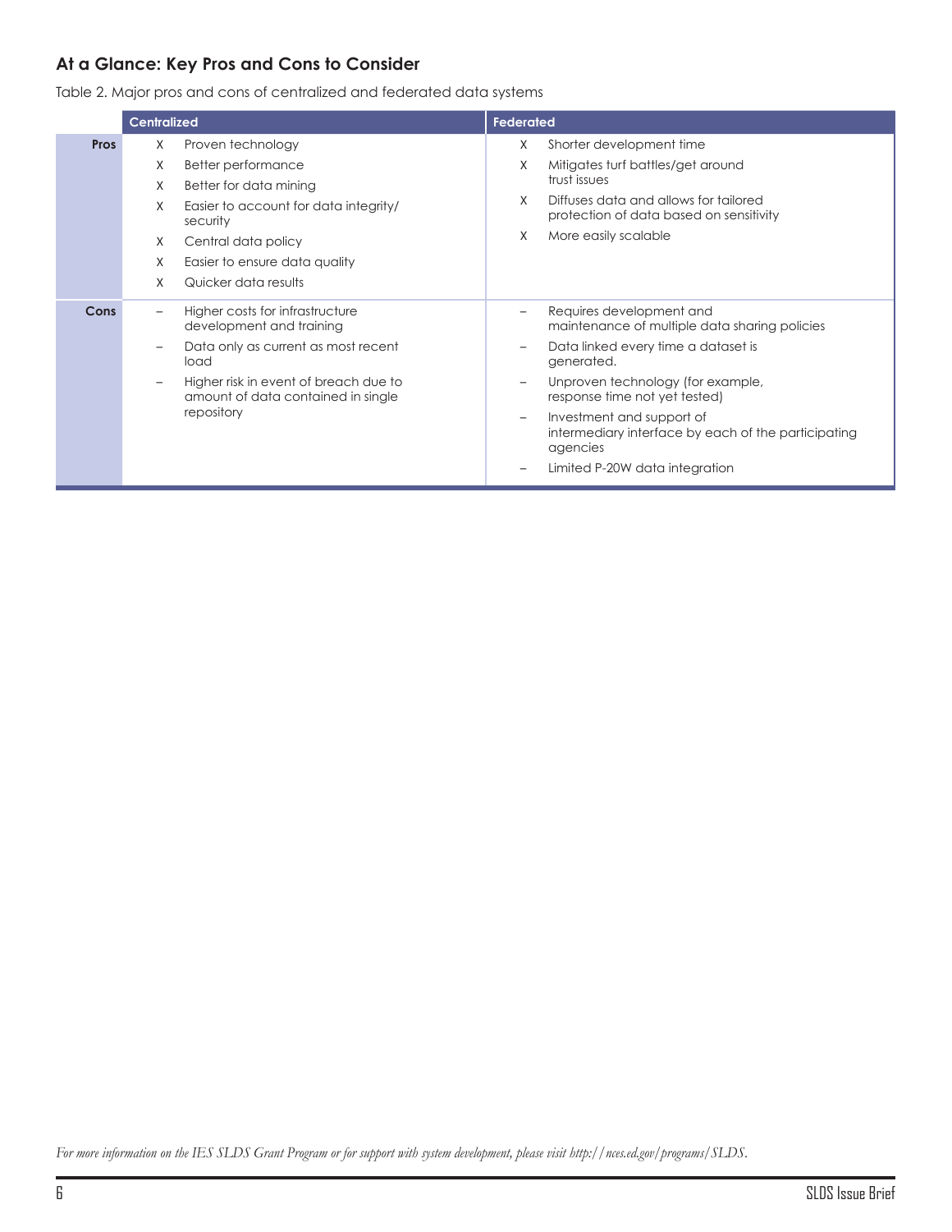## At a Glance: Key Pros and Cons to Consider

Table 2. Major pros and cons of centralized and federated data systems

| | Centralized | Federated |
|---|---|---|
| **Pros** | X Proven technology<br>X Better performance<br>X Better for data mining<br>X Easier to account for data integrity/ security<br>X Central data policy<br>X Easier to ensure data quality<br>X Quicker data results | X Shorter development time<br>X Mitigates turf battles/get around trust issues<br>X Diffuses data and allows for tailored protection of data based on sensitivity<br>X More easily scalable |
| **Cons** | – Higher costs for infrastructure development and training<br>– Data only as current as most recent load<br>– Higher risk in event of breach due to amount of data contained in single repository | – Requires development and maintenance of multiple data sharing policies<br>– Data linked every time a dataset is generated.<br>– Unproven technology (for example, response time not yet tested)<br>– Investment and support of intermediary interface by each of the participating agencies<br>– Limited P-20W data integration |

*For more information on the IES SLDS Grant Program or for support with system development, please visit http://nces.ed.gov/programs/SLDS.*